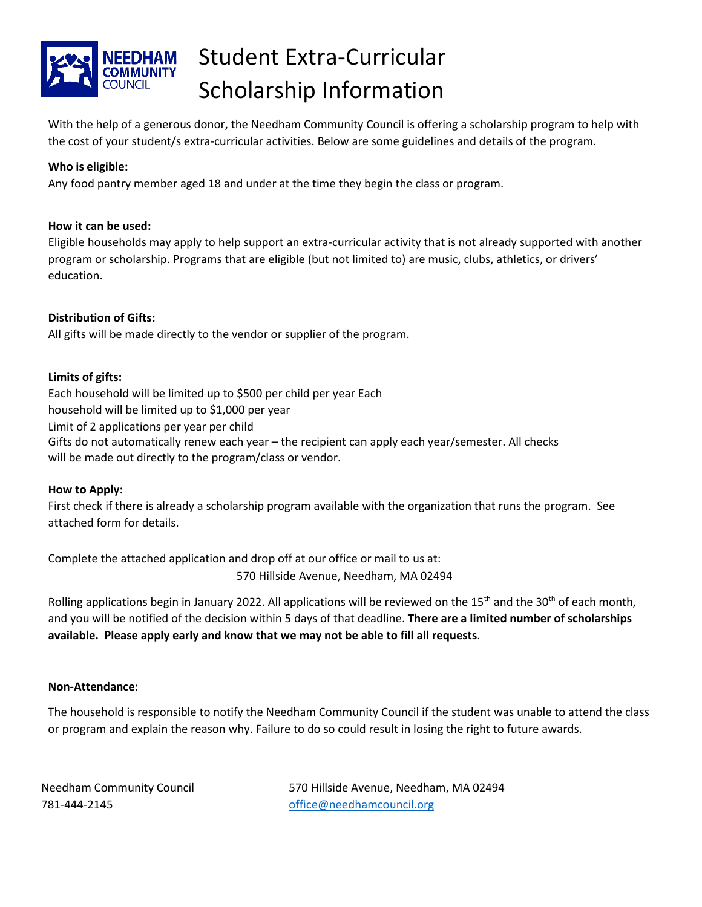# Student Extra-Curricular Scholarship Information

With the help of a generous donor, the Needham Community Council is offering a scholarship program to help with the cost of your student/s extra-curricular activities. Below are some guidelines and details of the program.

**Who is eligible:**
Any food pantry member aged 18 and under at the time they begin the class or program.

**How it can be used:**
Eligible households may apply to help support an extra-curricular activity that is not already supported with another program or scholarship. Programs that are eligible (but not limited to) are music, clubs, athletics, or drivers' education.

**Distribution of Gifts:**
All gifts will be made directly to the vendor or supplier of the program.

**Limits of gifts:**
Each household will be limited up to $500 per child per year Each household will be limited up to $1,000 per year
Limit of 2 applications per year per child
Gifts do not automatically renew each year – the recipient can apply each year/semester. All checks will be made out directly to the program/class or vendor.

**How to Apply:**
First check if there is already a scholarship program available with the organization that runs the program. See attached form for details.

Complete the attached application and drop off at our office or mail to us at:
570 Hillside Avenue, Needham, MA 02494

Rolling applications begin in January 2022. All applications will be reviewed on the 15th and the 30th of each month, and you will be notified of the decision within 5 days of that deadline. **There are a limited number of scholarships available. Please apply early and know that we may not be able to fill all requests**.

**Non-Attendance:**

The household is responsible to notify the Needham Community Council if the student was unable to attend the class or program and explain the reason why. Failure to do so could result in losing the right to future awards.

Needham Community Council
781-444-2145

570 Hillside Avenue, Needham, MA 02494
office@needhamcouncil.org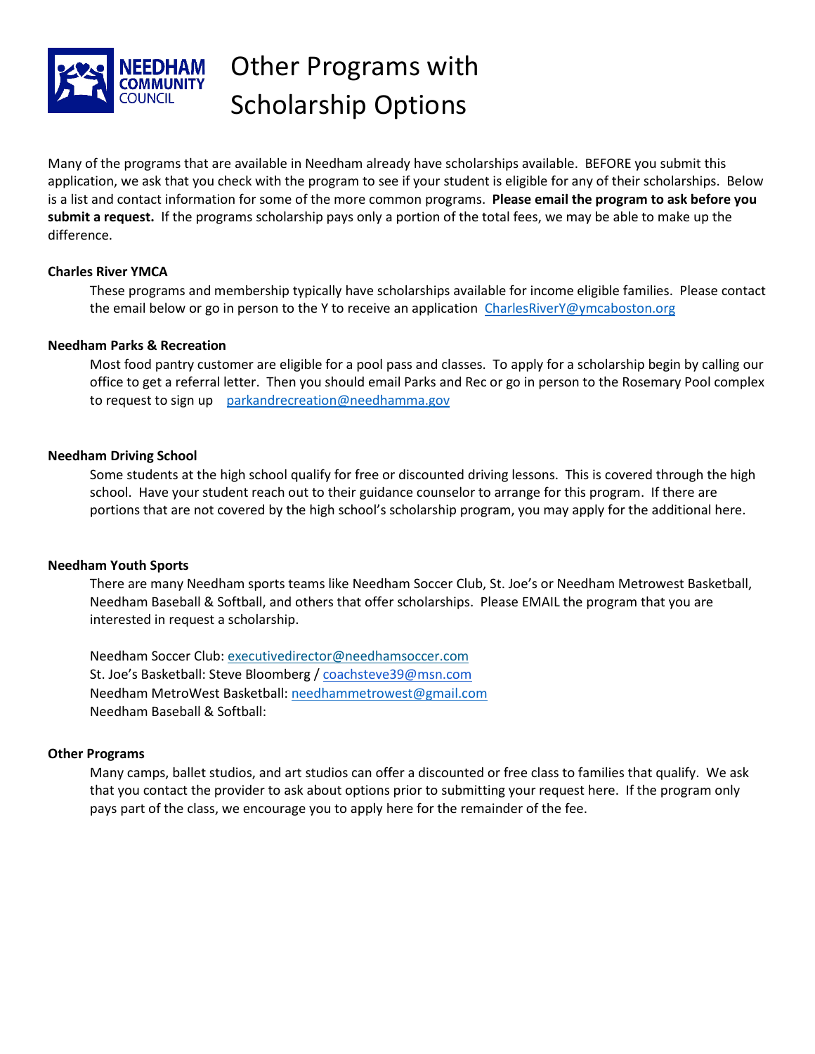NEEDHAM COMMUNITY COUNCIL

# Other Programs with Scholarship Options

Many of the programs that are available in Needham already have scholarships available. BEFORE you submit this application, we ask that you check with the program to see if your student is eligible for any of their scholarships. Below is a list and contact information for some of the more common programs. **Please email the program to ask before you submit a request.** If the programs scholarship pays only a portion of the total fees, we may be able to make up the difference.

**Charles River YMCA**

These programs and membership typically have scholarships available for income eligible families. Please contact the email below or go in person to the Y to receive an application CharlesRiverY@ymcaboston.org

**Needham Parks & Recreation**

Most food pantry customer are eligible for a pool pass and classes. To apply for a scholarship begin by calling our office to get a referral letter. Then you should email Parks and Rec or go in person to the Rosemary Pool complex to request to sign up parkandrecreation@needhamma.gov

**Needham Driving School**

Some students at the high school qualify for free or discounted driving lessons. This is covered through the high school. Have your student reach out to their guidance counselor to arrange for this program. If there are portions that are not covered by the high school's scholarship program, you may apply for the additional here.

**Needham Youth Sports**

There are many Needham sports teams like Needham Soccer Club, St. Joe's or Needham Metrowest Basketball, Needham Baseball & Softball, and others that offer scholarships. Please EMAIL the program that you are interested in request a scholarship.

Needham Soccer Club: executivedirector@needhamsoccer.com
St. Joe's Basketball: Steve Bloomberg / coachsteve39@msn.com
Needham MetroWest Basketball: needhammetrowest@gmail.com
Needham Baseball & Softball:

**Other Programs**

Many camps, ballet studios, and art studios can offer a discounted or free class to families that qualify. We ask that you contact the provider to ask about options prior to submitting your request here. If the program only pays part of the class, we encourage you to apply here for the remainder of the fee.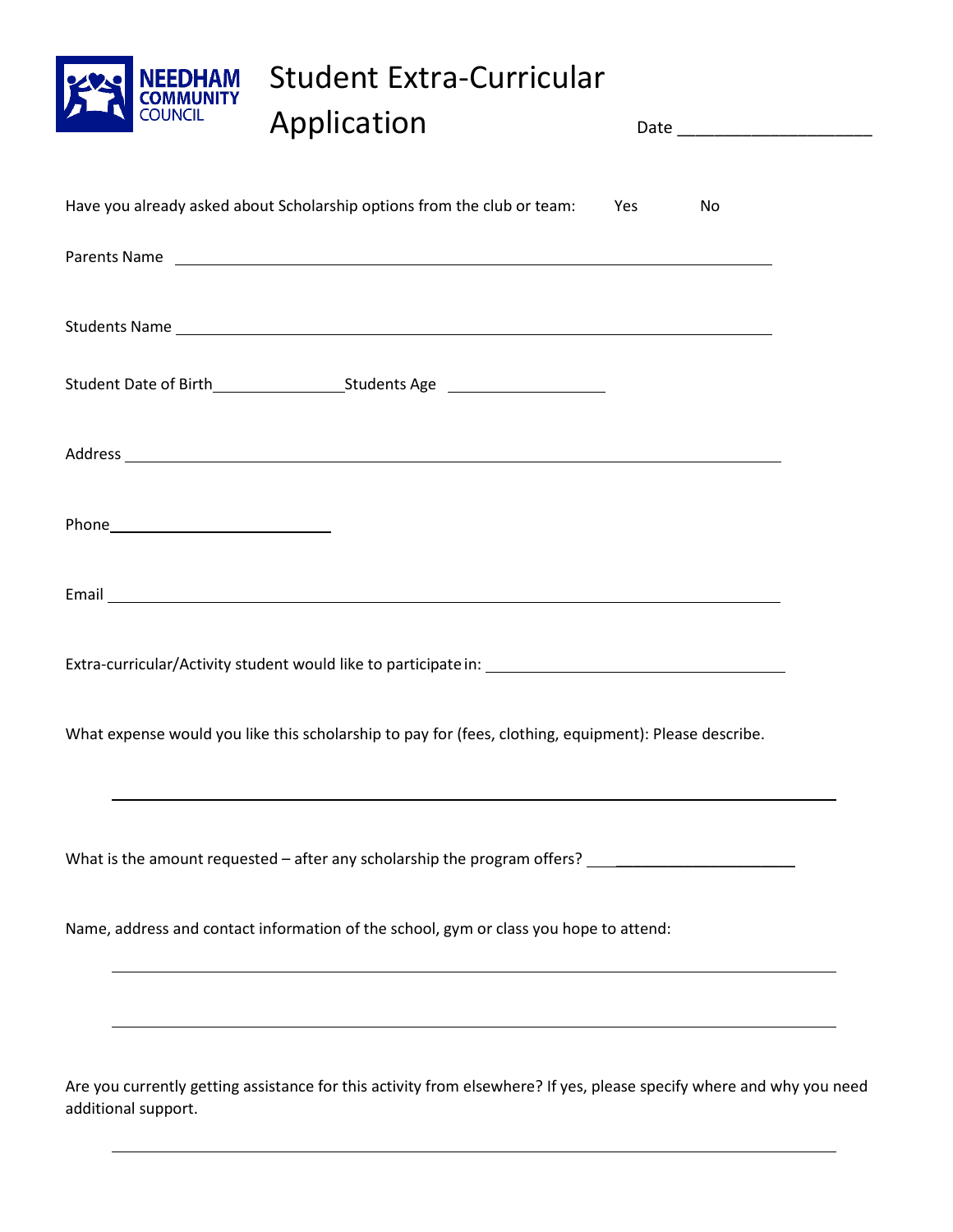NEEDHAM COMMUNITY COUNCIL

# Student Extra-Curricular Application

Date ____________________

Have you already asked about Scholarship options from the club or team: Yes No

Parents Name ____________________________________________

Students Name ____________________________________________

Student Date of Birth ______________ Students Age ______________

Address ____________________________________________

Phone ______________________

Email ____________________________________________

Extra-curricular/Activity student would like to participate in: ______________________________

What expense would you like this scholarship to pay for (fees, clothing, equipment): Please describe.

____________________________________________

What is the amount requested – after any scholarship the program offers? ______________________

Name, address and contact information of the school, gym or class you hope to attend:

____________________________________________

____________________________________________

Are you currently getting assistance for this activity from elsewhere? If yes, please specify where and why you need additional support.

____________________________________________